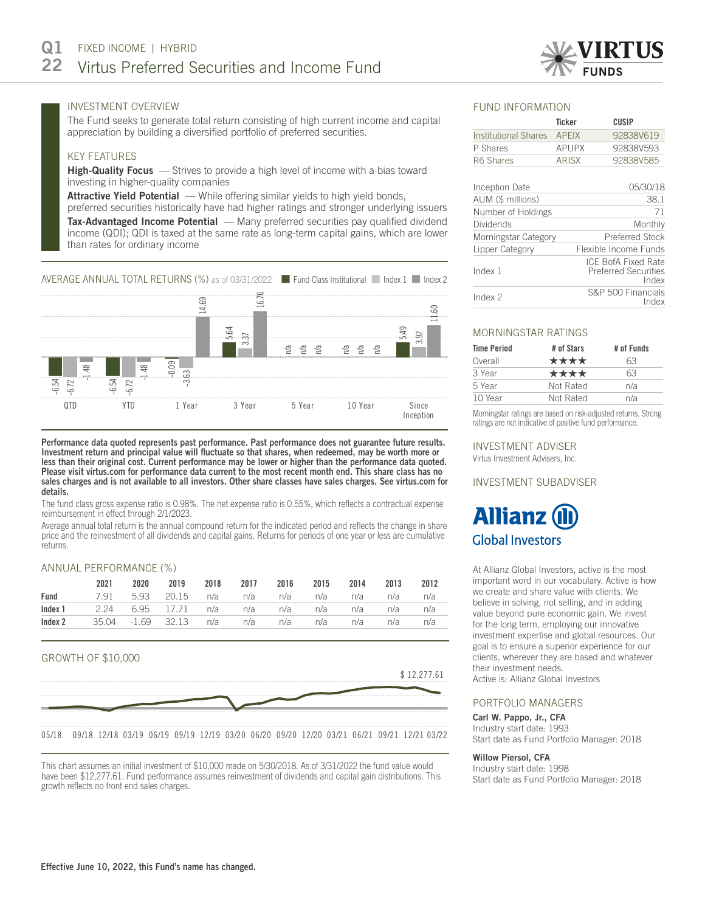# Q1 22 FIXED INCOME | HYBRID

# Virtus Preferred Securities and Income Fund

## INVESTMENT OVERVIEW

The Fund seeks to generate total return consisting of high current income and capital appreciation by building a diversified portfolio of preferred securities.

## KEY FEATURES

**High-Quality Focus** — Strives to provide a high level of income with a bias toward investing in higher-quality companies

**Attractive Yield Potential** — While offering similar yields to high yield bonds, preferred securities historically have had higher ratings and stronger underlying issuers

**Tax-Advantaged Income Potential** — Many preferred securities pay qualified dividend income (QDI); QDI is taxed at the same rate as long-term capital gains, which are lower than rates for ordinary income

## AVERAGE ANNUAL TOTAL RETURNS (%) as of 03/31/2022

| | QTD | YTD | 1 Year | 3 Year | 5 Year | 10 Year | Since Inception |
|---|---|---|---|---|---|---|---|
| Fund Class Institutional | -6.54 | -6.54 | -0.09 | 5.64 | n/a | n/a | 5.49 |
| Index 1 | -6.72 | -6.72 | -3.63 | 3.37 | n/a | n/a | 3.92 |
| Index 2 | -1.48 | -1.48 | 14.69 | 16.76 | n/a | n/a | 11.60 |

**Performance data quoted represents past performance. Past performance does not guarantee future results. Investment return and principal value will fluctuate so that shares, when redeemed, may be worth more or less than their original cost. Current performance may be lower or higher than the performance data quoted. Please visit virtus.com for performance data current to the most recent month end. This share class has no sales charges and is not available to all investors. Other share classes have sales charges. See virtus.com for details.**

The fund class gross expense ratio is 0.98%. The net expense ratio is 0.55%, which reflects a contractual expense reimbursement in effect through 2/1/2023.

Average annual total return is the annual compound return for the indicated period and reflects the change in share price and the reinvestment of all dividends and capital gains. Returns for periods of one year or less are cumulative returns.

## ANNUAL PERFORMANCE (%)

| | 2021 | 2020 | 2019 | 2018 | 2017 | 2016 | 2015 | 2014 | 2013 | 2012 |
|---|---|---|---|---|---|---|---|---|---|---|
| **Fund** | 7.91 | 5.93 | 20.15 | n/a | n/a | n/a | n/a | n/a | n/a | n/a |
| **Index 1** | 2.24 | 6.95 | 17.71 | n/a | n/a | n/a | n/a | n/a | n/a | n/a |
| **Index 2** | 35.04 | -1.69 | 32.13 | n/a | n/a | n/a | n/a | n/a | n/a | n/a |

## GROWTH OF $10,000

$ 12,277.61

05/18 09/18 12/18 03/19 06/19 09/19 12/19 03/20 06/20 09/20 12/20 03/21 06/21 09/21 12/21 03/22

This chart assumes an initial investment of $10,000 made on 5/30/2018. As of 3/31/2022 the fund value would have been $12,277.61. Fund performance assumes reinvestment of dividends and capital gain distributions. This growth reflects no front end sales charges.

## FUND INFORMATION

| | Ticker | CUSIP |
|---|---|---|
| Institutional Shares | APEIX | 92838V619 |
| P Shares | APUPX | 92838V593 |
| R6 Shares | ARISX | 92838V585 |

| | |
|---|---|
| Inception Date | 05/30/18 |
| AUM ($ millions) | 38.1 |
| Number of Holdings | 71 |
| Dividends | Monthly |
| Morningstar Category | Preferred Stock |
| Lipper Category | Flexible Income Funds |
| Index 1 | ICE BofA Fixed Rate Preferred Securities Index |
| Index 2 | S&P 500 Financials Index |

## MORNINGSTAR RATINGS

| Time Period | # of Stars | # of Funds |
|---|---|---|
| Overall | ★★★★ | 63 |
| 3 Year | ★★★★ | 63 |
| 5 Year | Not Rated | n/a |
| 10 Year | Not Rated | n/a |

Morningstar ratings are based on risk-adjusted returns. Strong ratings are not indicative of positive fund performance.

## INVESTMENT ADVISER

Virtus Investment Advisers, Inc.

## INVESTMENT SUBADVISER

Allianz Global Investors

At Allianz Global Investors, active is the most important word in our vocabulary. Active is how we create and share value with clients. We believe in solving, not selling, and in adding value beyond pure economic gain. We invest for the long term, employing our innovative investment expertise and global resources. Our goal is to ensure a superior experience for our clients, wherever they are based and whatever their investment needs.
Active is: Allianz Global Investors

## PORTFOLIO MANAGERS

**Carl W. Pappo, Jr., CFA**
Industry start date: 1993
Start date as Fund Portfolio Manager: 2018

**Willow Piersol, CFA**
Industry start date: 1998
Start date as Fund Portfolio Manager: 2018

**Effective June 10, 2022, this Fund's name has changed.**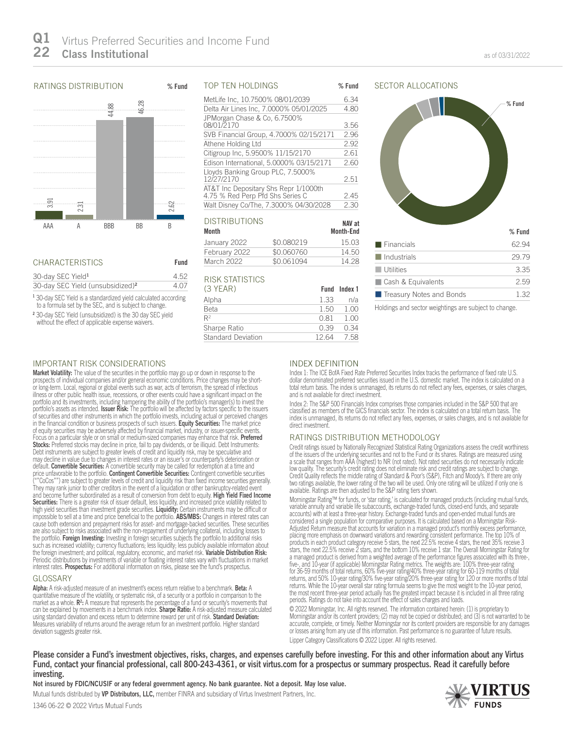# Q1 22 Virtus Preferred Securities and Income Fund
## Class Institutional

as of 03/31/2022

### RATINGS DISTRIBUTION

% Fund

3.91
2.31
44.88
46.28
2.62

AAA A BBB BB B

### CHARACTERISTICS

| | Fund |
|---|---|
| 30-day SEC Yield[1] | 4.52 |
| 30-day SEC Yield (unsubsidized)[2] | 4.07 |

[1] 30-day SEC Yield is a standardized yield calculated according to a formula set by the SEC, and is subject to change.

[2] 30-day SEC Yield (unsubsidized) is the 30 day SEC yield without the effect of applicable expense waivers.

### TOP TEN HOLDINGS

| | % Fund |
|---|---|
| MetLife Inc, 10.7500% 08/01/2039 | 6.34 |
| Delta Air Lines Inc, 7.0000% 05/01/2025 | 4.80 |
| JPMorgan Chase & Co, 6.7500% 08/01/2170 | 3.56 |
| SVB Financial Group, 4.7000% 02/15/2171 | 2.96 |
| Athene Holding Ltd | 2.92 |
| Citigroup Inc, 5.9500% 11/15/2170 | 2.61 |
| Edison International, 5.0000% 03/15/2171 | 2.60 |
| Lloyds Banking Group PLC, 7.5000% 12/27/2170 | 2.51 |
| AT&T Inc Depositary Shs Repr 1/1000th 4.75 % Red Perp Pfd Shs Series C | 2.45 |
| Walt Disney Co/The, 7.3000% 04/30/2028 | 2.30 |

### DISTRIBUTIONS

| Month | | NAV at Month-End |
|---|---|---|
| January 2022 | $0.080219 | 15.03 |
| February 2022 | $0.060760 | 14.50 |
| March 2022 | $0.061094 | 14.28 |

### RISK STATISTICS (3 YEAR)

| | Fund | Index 1 |
|---|---|---|
| Alpha | 1.33 | n/a |
| Beta | 1.50 | 1.00 |
| $R^2$ | 0.81 | 1.00 |
| Sharpe Ratio | 0.39 | 0.34 |
| Standard Deviation | 12.64 | 7.58 |

### SECTOR ALLOCATIONS

% Fund

| | % Fund |
|---|---|
| Financials | 62.94 |
| Industrials | 29.79 |
| Utilities | 3.35 |
| Cash & Equivalents | 2.59 |
| Treasury Notes and Bonds | 1.32 |

Holdings and sector weightings are subject to change.

### IMPORTANT RISK CONSIDERATIONS

**Market Volatility:** The value of the securities in the portfolio may go up or down in response to the prospects of individual companies and/or general economic conditions. Price changes may be short- or long-term. Local, regional or global events such as war, acts of terrorism, the spread of infectious illness or other public health issue, recessions, or other events could have a significant impact on the portfolio and its investments, including hampering the ability of the portfolio's manager(s) to invest the portfolio's assets as intended. **Issuer Risk:** The portfolio will be affected by factors specific to the issuers of securities and other instruments in which the portfolio invests, including actual or perceived changes in the financial condition or business prospects of such issuers. **Equity Securities:** The market price of equity securities may be adversely affected by financial market, industry, or issuer-specific events. Focus on a particular style or on small or medium-sized companies may enhance that risk. **Preferred Stocks:** Preferred stocks may decline in price, fail to pay dividends, or be illiquid. Debt Instruments: Debt instruments are subject to greater levels of credit and liquidity risk, may be speculative and may decline in value due to changes in interest rates or an issuer's or counterparty's deterioration or default. **Convertible Securities:** A convertible security may be called for redemption at a time and price unfavorable to the portfolio. **Contingent Convertible Securities:** Contingent convertible securities (""CoCos"") are subject to greater levels of credit and liquidity risk than fixed income securities generally. They may rank junior to other creditors in the event of a liquidation or other bankruptcy-related event and become further subordinated as a result of conversion from debt to equity. **High Yield Fixed Income Securities:** There is a greater risk of issuer default, less liquidity, and increased price volatility related to high yield securities than investment grade securities. **Liquidity:** Certain instruments may be difficult or impossible to sell at a time and price beneficial to the portfolio. **ABS/MBS:** Changes in interest rates can cause both extension and prepayment risks for asset- and mortgage-backed securities. These securities are also subject to risks associated with the non-repayment of underlying collateral, including losses to the portfolio. **Foreign Investing:** Investing in foreign securities subjects the portfolio to additional risks such as increased volatility; currency fluctuations; less liquidity; less publicly available information about the foreign investment; and political, regulatory, economic, and market risk. **Variable Distribution Risk:** Periodic distributions by investments of variable or floating interest rates vary with fluctuations in market interest rates. **Prospectus:** For additional information on risks, please see the fund's prospectus.

### GLOSSARY

**Alpha:** A risk-adjusted measure of an investment's excess return relative to a benchmark. **Beta:** A quantitative measure of the volatility, or systematic risk, of a security or a portfolio in comparison to the market as a whole. **$R^2$:** A measure that represents the percentage of a fund or security's movements that can be explained by movements in a benchmark index. **Sharpe Ratio:** A risk-adjusted measure calculated using standard deviation and excess return to determine reward per unit of risk. **Standard Deviation:** Measures variability of returns around the average return for an investment portfolio. Higher standard deviation suggests greater risk.

### INDEX DEFINITION

Index 1: The ICE BofA Fixed Rate Preferred Securities Index tracks the performance of fixed rate U.S. dollar denominated preferred securities issued in the U.S. domestic market. The index is calculated on a total return basis. The index is unmanaged, its returns do not reflect any fees, expenses, or sales charges, and is not available for direct investment.

Index 2: The S&P 500 Financials Index comprises those companies included in the S&P 500 that are classified as members of the GICS financials sector. The index is calculated on a total return basis. The index is unmanaged, its returns do not reflect any fees, expenses, or sales charges, and is not available for direct investment.

### RATINGS DISTRIBUTION METHODOLOGY

Credit ratings issued by Nationally Recognized Statistical Rating Organizations assess the credit worthiness of the issuers of the underlying securities and not to the Fund or its shares. Ratings are measured using a scale that ranges from AAA (highest) to NR (not rated). Not rated securities do not necessarily indicate low quality. The security's credit rating does not eliminate risk and credit ratings are subject to change. Credit Quality reflects the middle rating of Standard & Poor's (S&P), Fitch and Moody's. If there are only two ratings available, the lower rating of the two will be used. Only one rating will be utilized if only one is available. Ratings are then adjusted to the S&P rating tiers shown.

Morningstar Rating™ for funds, or 'star rating,' is calculated for managed products (including mutual funds, variable annuity and variable life subaccounts, exchange-traded funds, closed-end funds, and separate accounts) with at least a three-year history. Exchange-traded funds and open-ended mutual funds are considered a single population for comparative purposes. It is calculated based on a Morningstar Risk-Adjusted Return measure that accounts for variation in a managed product's monthly excess performance, placing more emphasis on downward variations and rewarding consistent performance. The top 10% of products in each product category receive 5 stars, the next 22.5% receive 4 stars, the next 35% receive 3 stars, the next 22.5% receive 2 stars, and the bottom 10% receive 1 star. The Overall Morningstar Rating for a managed product is derived from a weighted average of the performance figures associated with its three-, five-, and 10-year (if applicable) Morningstar Rating metrics. The weights are: 100% three-year rating for 36-59 months of total returns, 60% five-year rating/40% three-year rating for 60-119 months of total returns, and 50% 10-year rating/30% five-year rating/20% three-year rating for 120 or more months of total returns. While the 10-year overall star rating formula seems to give the most weight to the 10-year period, the most recent three-year period actually has the greatest impact because it is included in all three rating periods. Ratings do not take into account the effect of sales charges and loads.

© 2022 Morningstar, Inc. All rights reserved. The information contained herein: (1) is proprietary to Morningstar and/or its content providers; (2) may not be copied or distributed; and (3) is not warranted to be accurate, complete, or timely. Neither Morningstar nor its content providers are responsible for any damages or losses arising from any use of this information. Past performance is no guarantee of future results.

Lipper Category Classifications © 2022 Lipper. All rights reserved.

**Please consider a Fund's investment objectives, risks, charges, and expenses carefully before investing. For this and other information about any Virtus Fund, contact your financial professional, call 800-243-4361, or visit virtus.com for a prospectus or summary prospectus. Read it carefully before investing.**

**Not insured by FDIC/NCUSIF or any federal government agency. No bank guarantee. Not a deposit. May lose value.**

Mutual funds distributed by **VP Distributors, LLC,** member FINRA and subsidiary of Virtus Investment Partners, Inc.

1346 06-22 © 2022 Virtus Mutual Funds

VIRTUS FUNDS